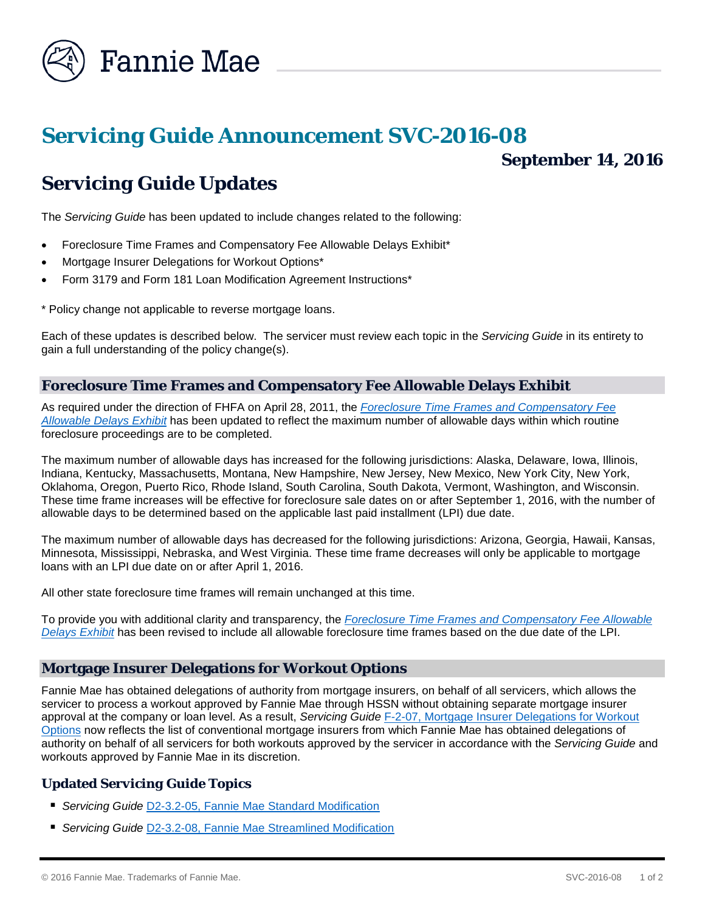Fannie Mae

# Servicing Guide Announcement SVC-2016-08

**September 14, 2016**

# Servicing Guide Updates

The *Servicing Guide* has been updated to include changes related to the following:

- Foreclosure Time Frames and Compensatory Fee Allowable Delays Exhibit*
- Mortgage Insurer Delegations for Workout Options*
- Form 3179 and Form 181 Loan Modification Agreement Instructions*

* Policy change not applicable to reverse mortgage loans.

Each of these updates is described below. The servicer must review each topic in the *Servicing Guide* in its entirety to gain a full understanding of the policy change(s).

## Foreclosure Time Frames and Compensatory Fee Allowable Delays Exhibit

As required under the direction of FHFA on April 28, 2011, the *Foreclosure Time Frames and Compensatory Fee Allowable Delays Exhibit* has been updated to reflect the maximum number of allowable days within which routine foreclosure proceedings are to be completed.

The maximum number of allowable days has increased for the following jurisdictions: Alaska, Delaware, Iowa, Illinois, Indiana, Kentucky, Massachusetts, Montana, New Hampshire, New Jersey, New Mexico, New York City, New York, Oklahoma, Oregon, Puerto Rico, Rhode Island, South Carolina, South Dakota, Vermont, Washington, and Wisconsin. These time frame increases will be effective for foreclosure sale dates on or after September 1, 2016, with the number of allowable days to be determined based on the applicable last paid installment (LPI) due date.

The maximum number of allowable days has decreased for the following jurisdictions: Arizona, Georgia, Hawaii, Kansas, Minnesota, Mississippi, Nebraska, and West Virginia. These time frame decreases will only be applicable to mortgage loans with an LPI due date on or after April 1, 2016.

All other state foreclosure time frames will remain unchanged at this time.

To provide you with additional clarity and transparency, the *Foreclosure Time Frames and Compensatory Fee Allowable Delays Exhibit* has been revised to include all allowable foreclosure time frames based on the due date of the LPI.

## Mortgage Insurer Delegations for Workout Options

Fannie Mae has obtained delegations of authority from mortgage insurers, on behalf of all servicers, which allows the servicer to process a workout approved by Fannie Mae through HSSN without obtaining separate mortgage insurer approval at the company or loan level. As a result, *Servicing Guide* F-2-07, Mortgage Insurer Delegations for Workout Options now reflects the list of conventional mortgage insurers from which Fannie Mae has obtained delegations of authority on behalf of all servicers for both workouts approved by the servicer in accordance with the *Servicing Guide* and workouts approved by Fannie Mae in its discretion.

### Updated Servicing Guide Topics

- *Servicing Guide* D2-3.2-05, Fannie Mae Standard Modification
- *Servicing Guide* D2-3.2-08, Fannie Mae Streamlined Modification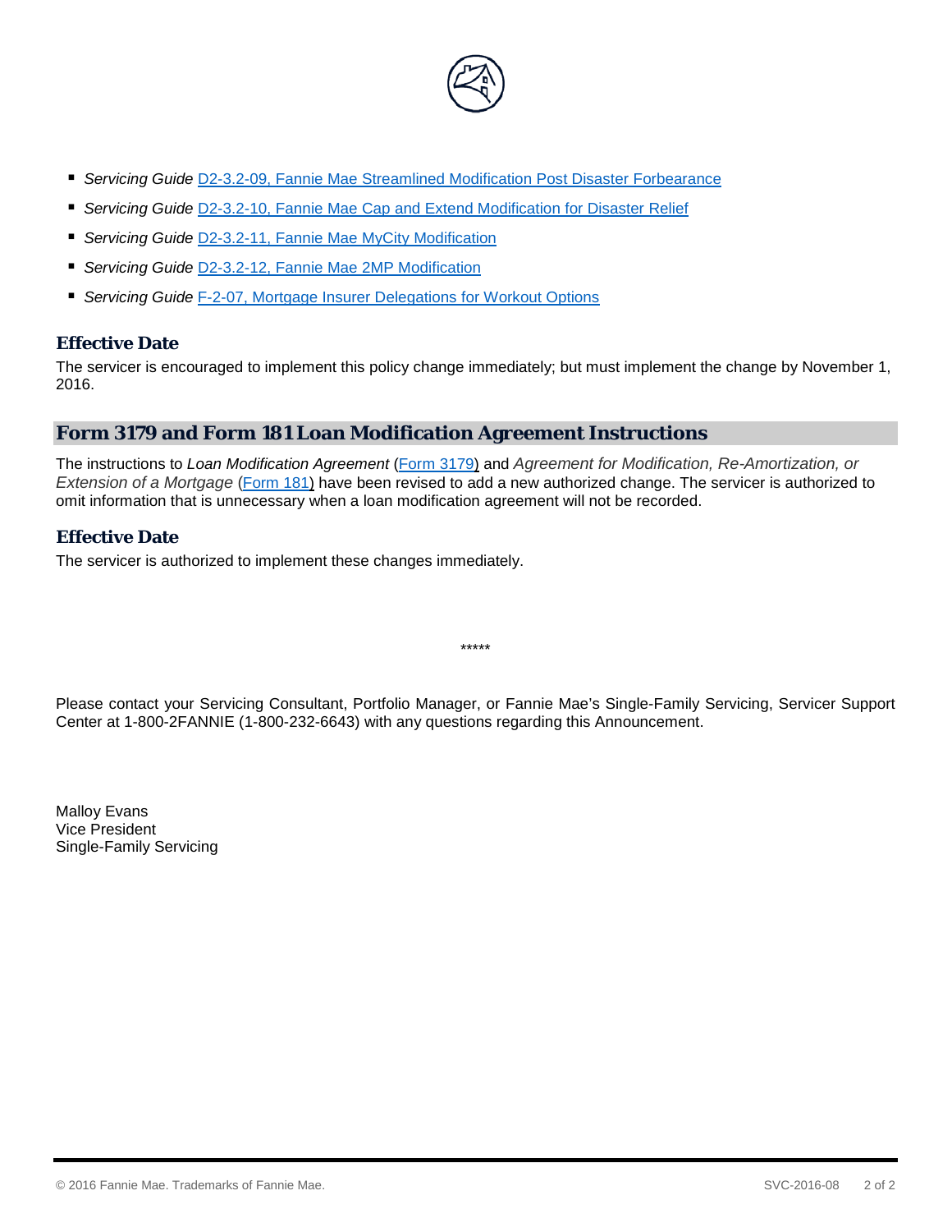- *Servicing Guide* D2-3.2-09, Fannie Mae Streamlined Modification Post Disaster Forbearance
- *Servicing Guide* D2-3.2-10, Fannie Mae Cap and Extend Modification for Disaster Relief
- *Servicing Guide* D2-3.2-11, Fannie Mae MyCity Modification
- *Servicing Guide* D2-3.2-12, Fannie Mae 2MP Modification
- *Servicing Guide* F-2-07, Mortgage Insurer Delegations for Workout Options

### Effective Date

The servicer is encouraged to implement this policy change immediately; but must implement the change by November 1, 2016.

## Form 3179 and Form 181 Loan Modification Agreement Instructions

The instructions to *Loan Modification Agreement* (Form 3179) and *Agreement for Modification, Re-Amortization, or Extension of a Mortgage* (Form 181) have been revised to add a new authorized change. The servicer is authorized to omit information that is unnecessary when a loan modification agreement will not be recorded.

### Effective Date

The servicer is authorized to implement these changes immediately.

*****

Please contact your Servicing Consultant, Portfolio Manager, or Fannie Mae's Single-Family Servicing, Servicer Support Center at 1-800-2FANNIE (1-800-232-6643) with any questions regarding this Announcement.

Malloy Evans  
Vice President  
Single-Family Servicing

© 2016 Fannie Mae. Trademarks of Fannie Mae.